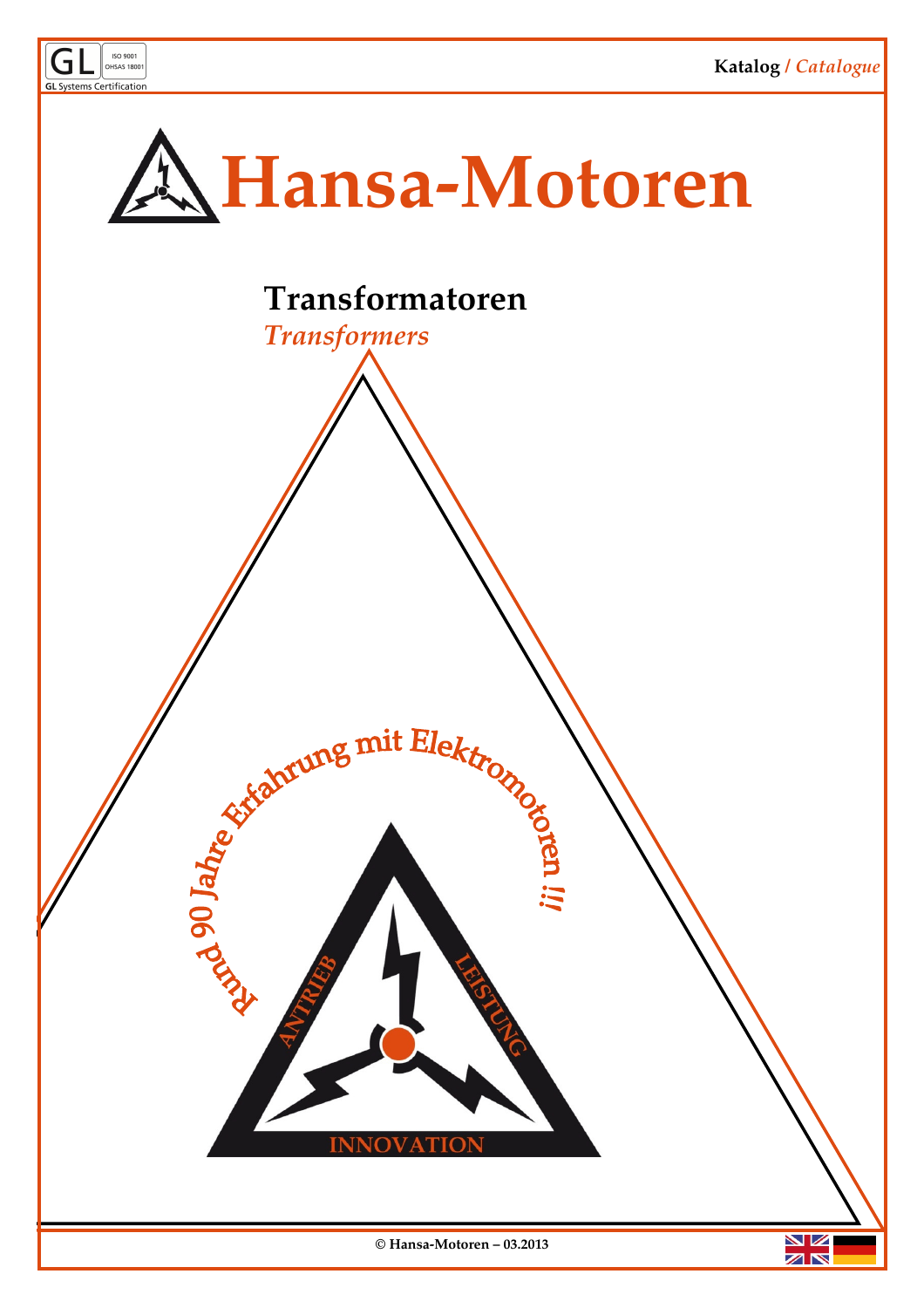# Hansa-Motoren

## Transformatoren

*Transformers*

Rund 90 Jahre Erfahrung mit Elektromotoren !!!

ANTRIEB LEISTUNG INNOVATION

© Hansa-Motoren – 03.2013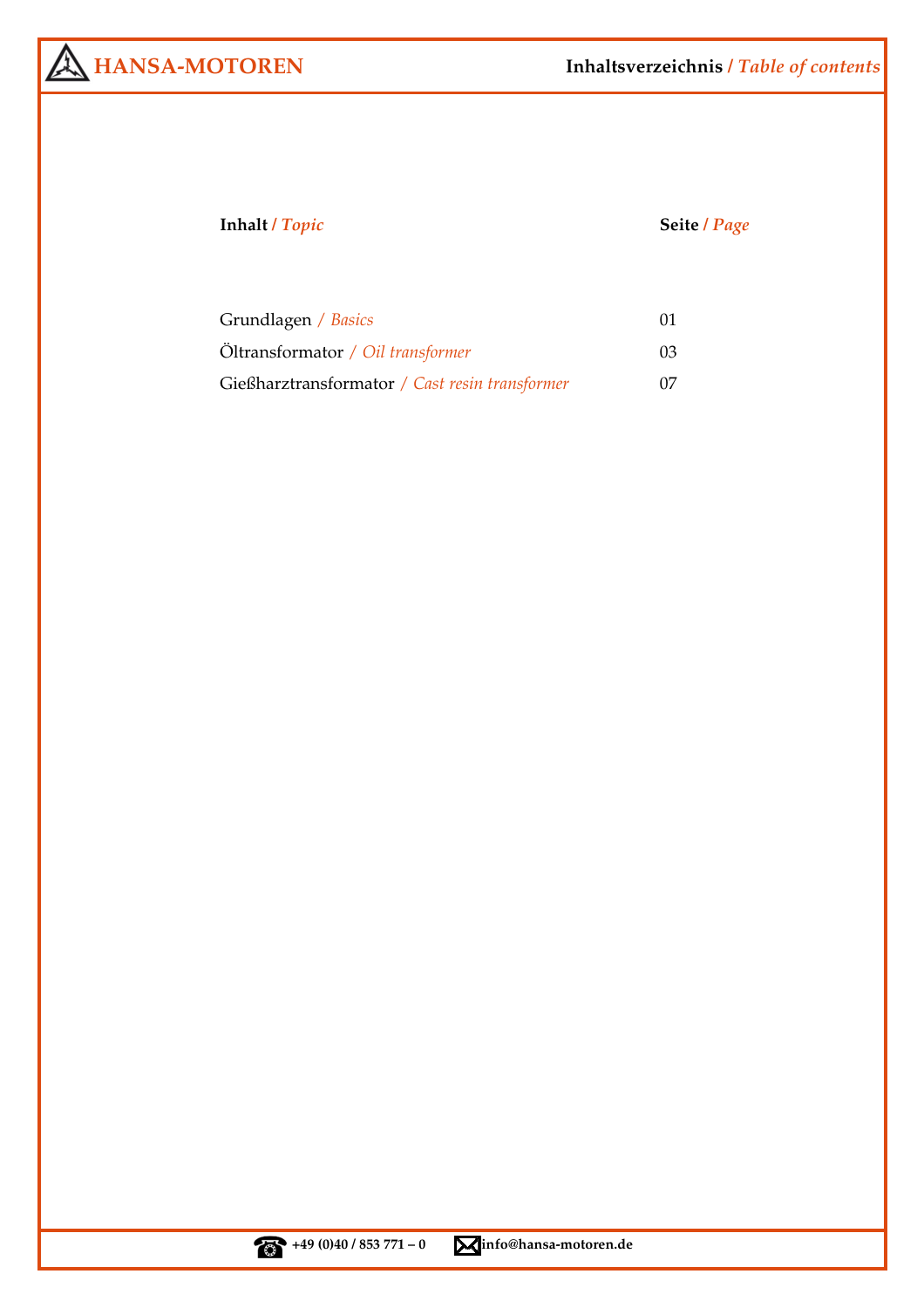# Inhaltsverzeichnis / *Table of contents*

| **Inhalt / *Topic*** | **Seite / *Page*** |
| --- | --- |
| Grundlagen / *Basics* | 01 |
| Öltransformator / *Oil transformer* | 03 |
| Gießharztransformator / *Cast resin transformer* | 07 |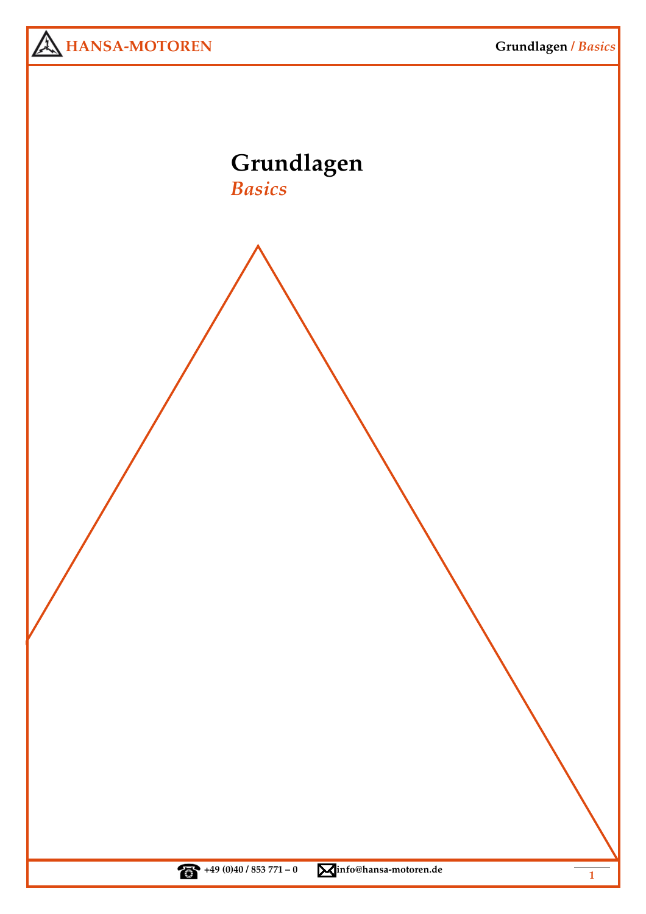# Grundlagen

*Basics*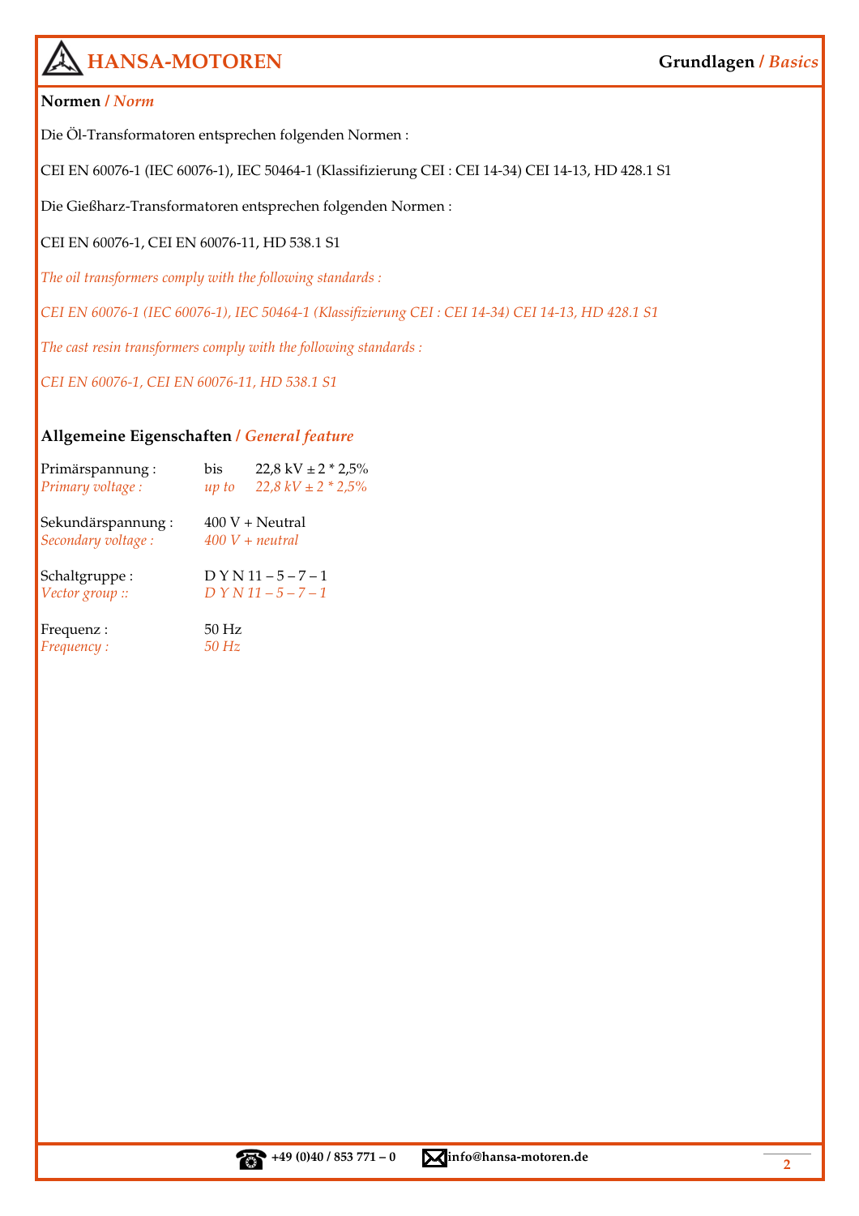## Normen / *Norm*

Die Öl-Transformatoren entsprechen folgenden Normen :

CEI EN 60076-1 (IEC 60076-1), IEC 50464-1 (Klassifizierung CEI : CEI 14-34) CEI 14-13, HD 428.1 S1

Die Gießharz-Transformatoren entsprechen folgenden Normen :

CEI EN 60076-1, CEI EN 60076-11, HD 538.1 S1

*The oil transformers comply with the following standards :*

*CEI EN 60076-1 (IEC 60076-1), IEC 50464-1 (Klassifizierung CEI : CEI 14-34) CEI 14-13, HD 428.1 S1*

*The cast resin transformers comply with the following standards :*

*CEI EN 60076-1, CEI EN 60076-11, HD 538.1 S1*

## Allgemeine Eigenschaften / *General feature*

Primärspannung : bis 22,8 kV ± 2 * 2,5%
*Primary voltage : up to 22,8 kV ± 2 * 2,5%*

Sekundärspannung : 400 V + Neutral
*Secondary voltage : 400 V + neutral*

Schaltgruppe : D Y N 11 – 5 – 7 – 1
*Vector group :: D Y N 11 – 5 – 7 – 1*

Frequenz : 50 Hz
*Frequency : 50 Hz*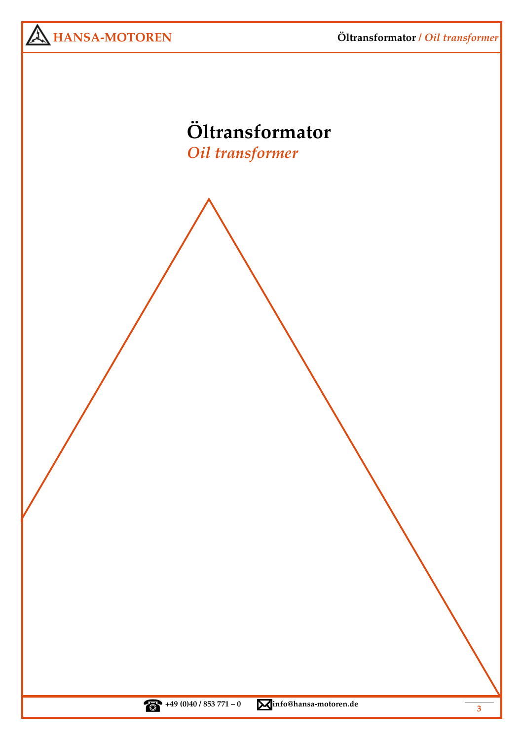# Öltransformator

*Oil transformer*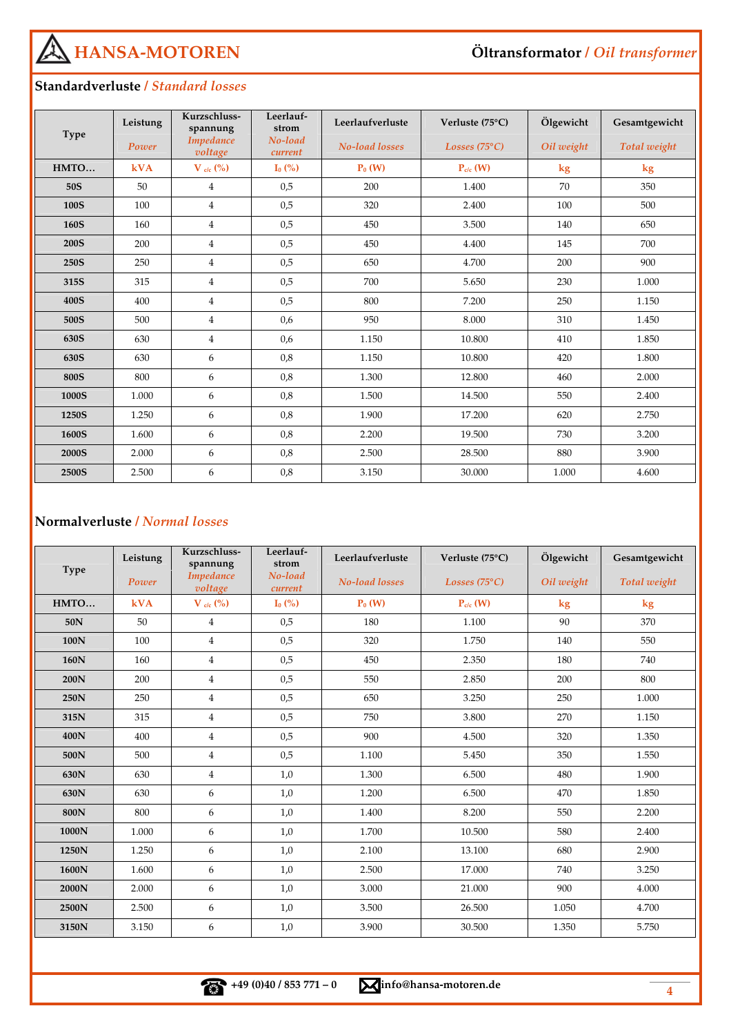## Standardverluste / *Standard losses*

| Type | Leistung *Power* | Kurzschluss-spannung *Impedance voltage* | Leerlauf-strom *No-load current* | Leerlaufverluste *No-load losses* | Verluste (75°C) *Losses (75°C)* | Ölgewicht *Oil weight* | Gesamtgewicht *Total weight* |
|---|---|---|---|---|---|---|---|
| HMTO… | kVA | $V_{c/c}$ (%) | $I_0$ (%) | $P_0$ (W) | $P_{c/c}$ (W) | kg | kg |
| 50S | 50 | 4 | 0,5 | 200 | 1.400 | 70 | 350 |
| 100S | 100 | 4 | 0,5 | 320 | 2.400 | 100 | 500 |
| 160S | 160 | 4 | 0,5 | 450 | 3.500 | 140 | 650 |
| 200S | 200 | 4 | 0,5 | 450 | 4.400 | 145 | 700 |
| 250S | 250 | 4 | 0,5 | 650 | 4.700 | 200 | 900 |
| 315S | 315 | 4 | 0,5 | 700 | 5.650 | 230 | 1.000 |
| 400S | 400 | 4 | 0,5 | 800 | 7.200 | 250 | 1.150 |
| 500S | 500 | 4 | 0,6 | 950 | 8.000 | 310 | 1.450 |
| 630S | 630 | 4 | 0,6 | 1.150 | 10.800 | 410 | 1.850 |
| 630S | 630 | 6 | 0,8 | 1.150 | 10.800 | 420 | 1.800 |
| 800S | 800 | 6 | 0,8 | 1.300 | 12.800 | 460 | 2.000 |
| 1000S | 1.000 | 6 | 0,8 | 1.500 | 14.500 | 550 | 2.400 |
| 1250S | 1.250 | 6 | 0,8 | 1.900 | 17.200 | 620 | 2.750 |
| 1600S | 1.600 | 6 | 0,8 | 2.200 | 19.500 | 730 | 3.200 |
| 2000S | 2.000 | 6 | 0,8 | 2.500 | 28.500 | 880 | 3.900 |
| 2500S | 2.500 | 6 | 0,8 | 3.150 | 30.000 | 1.000 | 4.600 |

## Normalverluste / *Normal losses*

| Type | Leistung *Power* | Kurzschluss-spannung *Impedance voltage* | Leerlauf-strom *No-load current* | Leerlaufverluste *No-load losses* | Verluste (75°C) *Losses (75°C)* | Ölgewicht *Oil weight* | Gesamtgewicht *Total weight* |
|---|---|---|---|---|---|---|---|
| HMTO… | kVA | $V_{c/c}$ (%) | $I_0$ (%) | $P_0$ (W) | $P_{c/c}$ (W) | kg | kg |
| 50N | 50 | 4 | 0,5 | 180 | 1.100 | 90 | 370 |
| 100N | 100 | 4 | 0,5 | 320 | 1.750 | 140 | 550 |
| 160N | 160 | 4 | 0,5 | 450 | 2.350 | 180 | 740 |
| 200N | 200 | 4 | 0,5 | 550 | 2.850 | 200 | 800 |
| 250N | 250 | 4 | 0,5 | 650 | 3.250 | 250 | 1.000 |
| 315N | 315 | 4 | 0,5 | 750 | 3.800 | 270 | 1.150 |
| 400N | 400 | 4 | 0,5 | 900 | 4.500 | 320 | 1.350 |
| 500N | 500 | 4 | 0,5 | 1.100 | 5.450 | 350 | 1.550 |
| 630N | 630 | 4 | 1,0 | 1.300 | 6.500 | 480 | 1.900 |
| 630N | 630 | 6 | 1,0 | 1.200 | 6.500 | 470 | 1.850 |
| 800N | 800 | 6 | 1,0 | 1.400 | 8.200 | 550 | 2.200 |
| 1000N | 1.000 | 6 | 1,0 | 1.700 | 10.500 | 580 | 2.400 |
| 1250N | 1.250 | 6 | 1,0 | 2.100 | 13.100 | 680 | 2.900 |
| 1600N | 1.600 | 6 | 1,0 | 2.500 | 17.000 | 740 | 3.250 |
| 2000N | 2.000 | 6 | 1,0 | 3.000 | 21.000 | 900 | 4.000 |
| 2500N | 2.500 | 6 | 1,0 | 3.500 | 26.500 | 1.050 | 4.700 |
| 3150N | 3.150 | 6 | 1,0 | 3.900 | 30.500 | 1.350 | 5.750 |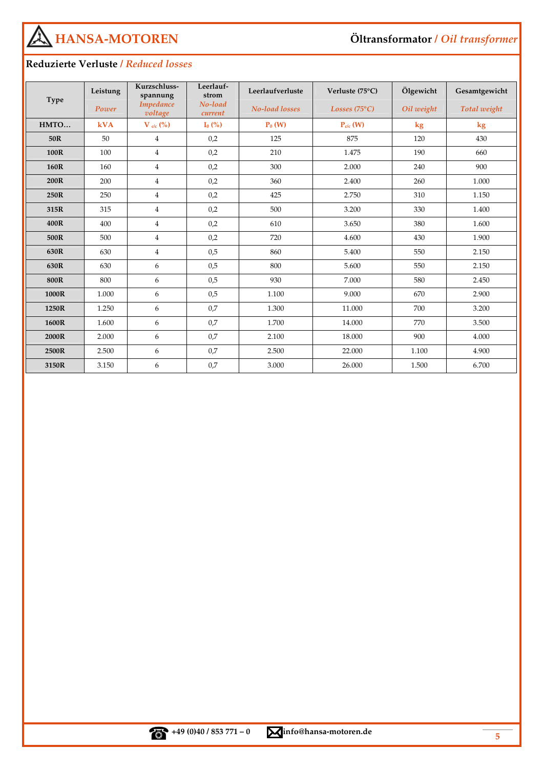## Reduzierte Verluste / *Reduced losses*

| Type | Leistung *Power* | Kurzschluss-spannung *Impedance voltage* | Leerlauf-strom *No-load current* | Leerlaufverluste *No-load losses* | Verluste (75°C) *Losses (75°C)* | Ölgewicht *Oil weight* | Gesamtgewicht *Total weight* |
|---|---|---|---|---|---|---|---|
| **HMTO…** | **kVA** | **$V_{c/c}$ (%)** | **$I_0$ (%)** | **$P_0$ (W)** | **$P_{c/c}$ (W)** | **kg** | **kg** |
| **50R** | 50 | 4 | 0,2 | 125 | 875 | 120 | 430 |
| **100R** | 100 | 4 | 0,2 | 210 | 1.475 | 190 | 660 |
| **160R** | 160 | 4 | 0,2 | 300 | 2.000 | 240 | 900 |
| **200R** | 200 | 4 | 0,2 | 360 | 2.400 | 260 | 1.000 |
| **250R** | 250 | 4 | 0,2 | 425 | 2.750 | 310 | 1.150 |
| **315R** | 315 | 4 | 0,2 | 500 | 3.200 | 330 | 1.400 |
| **400R** | 400 | 4 | 0,2 | 610 | 3.650 | 380 | 1.600 |
| **500R** | 500 | 4 | 0,2 | 720 | 4.600 | 430 | 1.900 |
| **630R** | 630 | 4 | 0,5 | 860 | 5.400 | 550 | 2.150 |
| **630R** | 630 | 6 | 0,5 | 800 | 5.600 | 550 | 2.150 |
| **800R** | 800 | 6 | 0,5 | 930 | 7.000 | 580 | 2.450 |
| **1000R** | 1.000 | 6 | 0,5 | 1.100 | 9.000 | 670 | 2.900 |
| **1250R** | 1.250 | 6 | 0,7 | 1.300 | 11.000 | 700 | 3.200 |
| **1600R** | 1.600 | 6 | 0,7 | 1.700 | 14.000 | 770 | 3.500 |
| **2000R** | 2.000 | 6 | 0,7 | 2.100 | 18.000 | 900 | 4.000 |
| **2500R** | 2.500 | 6 | 0,7 | 2.500 | 22.000 | 1.100 | 4.900 |
| **3150R** | 3.150 | 6 | 0,7 | 3.000 | 26.000 | 1.500 | 6.700 |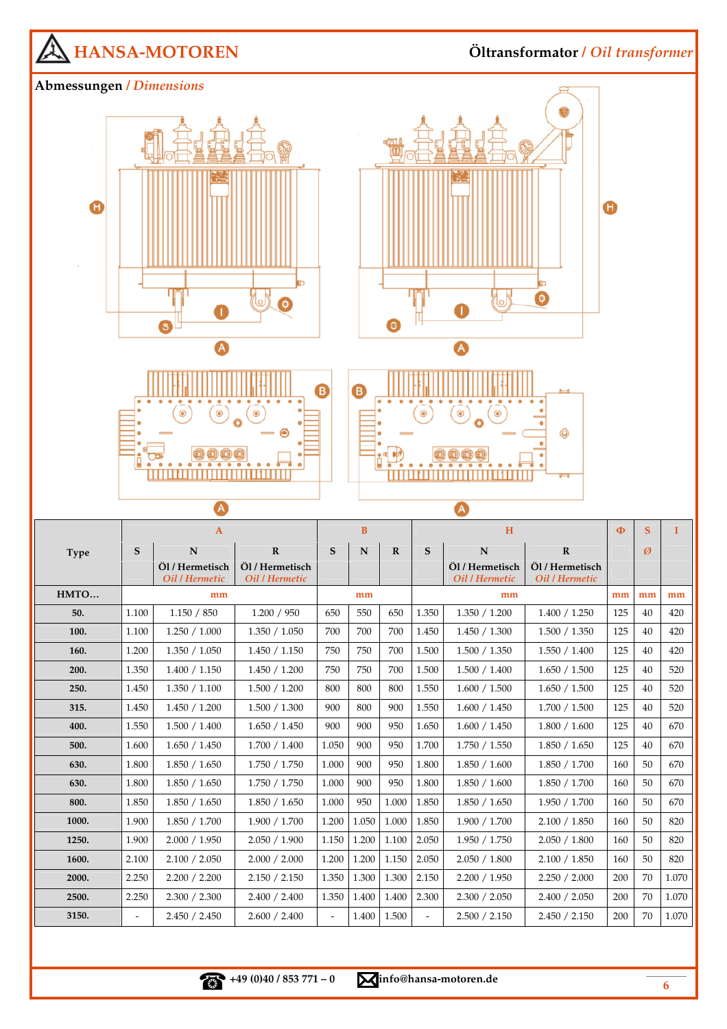## Abmessungen / *Dimensions*

| Type | A | | | B | | | H | | | Φ | S | I |
|---|---|---|---|---|---|---|---|---|---|---|---|---|
| | S | N | R | S | N | R | S | N | R | | Ø | |
| | | Öl / Hermetisch *Oil / Hermetic* | Öl / Hermetisch *Oil / Hermetic* | | | | | Öl / Hermetisch *Oil / Hermetic* | Öl / Hermetisch *Oil / Hermetic* | | | |
| HMTO… | mm | | | mm | | | mm | | | mm | mm | mm |
| 50. | 1.100 | 1.150 / 850 | 1.200 / 950 | 650 | 550 | 650 | 1.350 | 1.350 / 1.200 | 1.400 / 1.250 | 125 | 40 | 420 |
| 100. | 1.100 | 1.250 / 1.000 | 1.350 / 1.050 | 700 | 700 | 700 | 1.450 | 1.450 / 1.300 | 1.500 / 1.350 | 125 | 40 | 420 |
| 160. | 1.200 | 1.350 / 1.050 | 1.450 / 1.150 | 750 | 750 | 700 | 1.500 | 1.500 / 1.350 | 1.550 / 1.400 | 125 | 40 | 420 |
| 200. | 1.350 | 1.400 / 1.150 | 1.450 / 1.200 | 750 | 750 | 700 | 1.500 | 1.500 / 1.400 | 1.650 / 1.500 | 125 | 40 | 520 |
| 250. | 1.450 | 1.350 / 1.100 | 1.500 / 1.200 | 800 | 800 | 800 | 1.550 | 1.600 / 1.500 | 1.650 / 1.500 | 125 | 40 | 520 |
| 315. | 1.450 | 1.450 / 1.200 | 1.500 / 1.300 | 900 | 800 | 900 | 1.550 | 1.600 / 1.450 | 1.700 / 1.500 | 125 | 40 | 520 |
| 400. | 1.550 | 1.500 / 1.400 | 1.650 / 1.450 | 900 | 900 | 950 | 1.650 | 1.600 / 1.450 | 1.800 / 1.600 | 125 | 40 | 670 |
| 500. | 1.600 | 1.650 / 1.450 | 1.700 / 1.400 | 1.050 | 900 | 950 | 1.700 | 1.750 / 1.550 | 1.850 / 1.650 | 125 | 40 | 670 |
| 630. | 1.800 | 1.850 / 1.650 | 1.750 / 1.750 | 1.000 | 900 | 950 | 1.800 | 1.850 / 1.600 | 1.850 / 1.700 | 160 | 50 | 670 |
| 630. | 1.800 | 1.850 / 1.650 | 1.750 / 1.750 | 1.000 | 900 | 950 | 1.800 | 1.850 / 1.600 | 1.850 / 1.700 | 160 | 50 | 670 |
| 800. | 1.850 | 1.850 / 1.650 | 1.850 / 1.650 | 1.000 | 950 | 1.000 | 1.850 | 1.850 / 1.650 | 1.950 / 1.700 | 160 | 50 | 670 |
| 1000. | 1.900 | 1.850 / 1.700 | 1.900 / 1.700 | 1.200 | 1.050 | 1.000 | 1.850 | 1.900 / 1.700 | 2.100 / 1.850 | 160 | 50 | 820 |
| 1250. | 1.900 | 2.000 / 1.950 | 2.050 / 1.900 | 1.150 | 1.200 | 1.100 | 2.050 | 1.950 / 1.750 | 2.050 / 1.800 | 160 | 50 | 820 |
| 1600. | 2.100 | 2.100 / 2.050 | 2.000 / 2.000 | 1.200 | 1.200 | 1.150 | 2.050 | 2.050 / 1.800 | 2.100 / 1.850 | 160 | 50 | 820 |
| 2000. | 2.250 | 2.200 / 2.200 | 2.150 / 2.150 | 1.350 | 1.300 | 1.300 | 2.150 | 2.200 / 1.950 | 2.250 / 2.000 | 200 | 70 | 1.070 |
| 2500. | 2.250 | 2.300 / 2.300 | 2.400 / 2.400 | 1.350 | 1.400 | 1.400 | 2.300 | 2.300 / 2.050 | 2.400 / 2.050 | 200 | 70 | 1.070 |
| 3150. | - | 2.450 / 2.450 | 2.600 / 2.400 | - | 1.400 | 1.500 | - | 2.500 / 2.150 | 2.450 / 2.150 | 200 | 70 | 1.070 |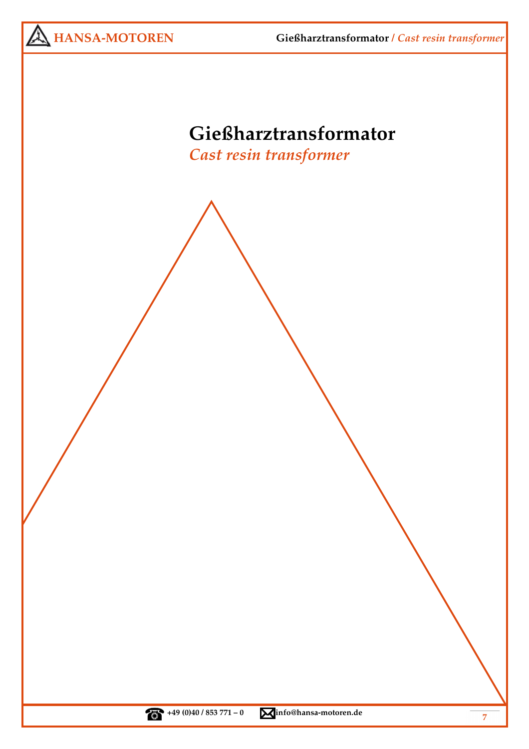# Gießharztransformator

*Cast resin transformer*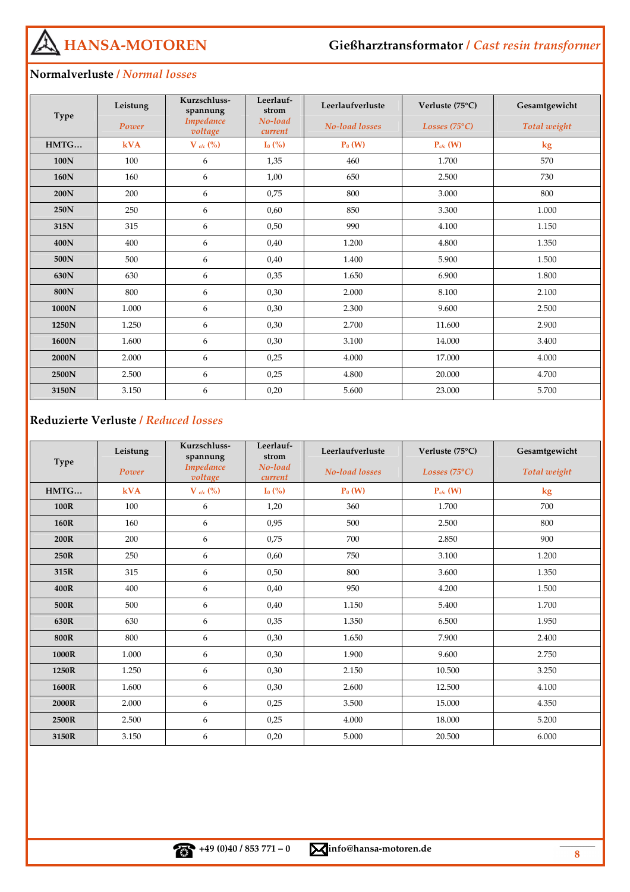## Normalverluste / *Normal losses*

| Type | Leistung *Power* | Kurzschluss-spannung *Impedance voltage* | Leerlauf-strom *No-load current* | Leerlaufverluste *No-load losses* | Verluste (75°C) *Losses (75°C)* | Gesamtgewicht *Total weight* |
|---|---|---|---|---|---|---|
| HMTG… | kVA | $V_{c/c}$ (%) | $I_0$ (%) | $P_0$ (W) | $P_{c/c}$ (W) | kg |
| 100N | 100 | 6 | 1,35 | 460 | 1.700 | 570 |
| 160N | 160 | 6 | 1,00 | 650 | 2.500 | 730 |
| 200N | 200 | 6 | 0,75 | 800 | 3.000 | 800 |
| 250N | 250 | 6 | 0,60 | 850 | 3.300 | 1.000 |
| 315N | 315 | 6 | 0,50 | 990 | 4.100 | 1.150 |
| 400N | 400 | 6 | 0,40 | 1.200 | 4.800 | 1.350 |
| 500N | 500 | 6 | 0,40 | 1.400 | 5.900 | 1.500 |
| 630N | 630 | 6 | 0,35 | 1.650 | 6.900 | 1.800 |
| 800N | 800 | 6 | 0,30 | 2.000 | 8.100 | 2.100 |
| 1000N | 1.000 | 6 | 0,30 | 2.300 | 9.600 | 2.500 |
| 1250N | 1.250 | 6 | 0,30 | 2.700 | 11.600 | 2.900 |
| 1600N | 1.600 | 6 | 0,30 | 3.100 | 14.000 | 3.400 |
| 2000N | 2.000 | 6 | 0,25 | 4.000 | 17.000 | 4.000 |
| 2500N | 2.500 | 6 | 0,25 | 4.800 | 20.000 | 4.700 |
| 3150N | 3.150 | 6 | 0,20 | 5.600 | 23.000 | 5.700 |

## Reduzierte Verluste / *Reduced losses*

| Type | Leistung *Power* | Kurzschluss-spannung *Impedance voltage* | Leerlauf-strom *No-load current* | Leerlaufverluste *No-load losses* | Verluste (75°C) *Losses (75°C)* | Gesamtgewicht *Total weight* |
|---|---|---|---|---|---|---|
| HMTG… | kVA | $V_{c/c}$ (%) | $I_0$ (%) | $P_0$ (W) | $P_{c/c}$ (W) | kg |
| 100R | 100 | 6 | 1,20 | 360 | 1.700 | 700 |
| 160R | 160 | 6 | 0,95 | 500 | 2.500 | 800 |
| 200R | 200 | 6 | 0,75 | 700 | 2.850 | 900 |
| 250R | 250 | 6 | 0,60 | 750 | 3.100 | 1.200 |
| 315R | 315 | 6 | 0,50 | 800 | 3.600 | 1.350 |
| 400R | 400 | 6 | 0,40 | 950 | 4.200 | 1.500 |
| 500R | 500 | 6 | 0,40 | 1.150 | 5.400 | 1.700 |
| 630R | 630 | 6 | 0,35 | 1.350 | 6.500 | 1.950 |
| 800R | 800 | 6 | 0,30 | 1.650 | 7.900 | 2.400 |
| 1000R | 1.000 | 6 | 0,30 | 1.900 | 9.600 | 2.750 |
| 1250R | 1.250 | 6 | 0,30 | 2.150 | 10.500 | 3.250 |
| 1600R | 1.600 | 6 | 0,30 | 2.600 | 12.500 | 4.100 |
| 2000R | 2.000 | 6 | 0,25 | 3.500 | 15.000 | 4.350 |
| 2500R | 2.500 | 6 | 0,25 | 4.000 | 18.000 | 5.200 |
| 3150R | 3.150 | 6 | 0,20 | 5.000 | 20.500 | 6.000 |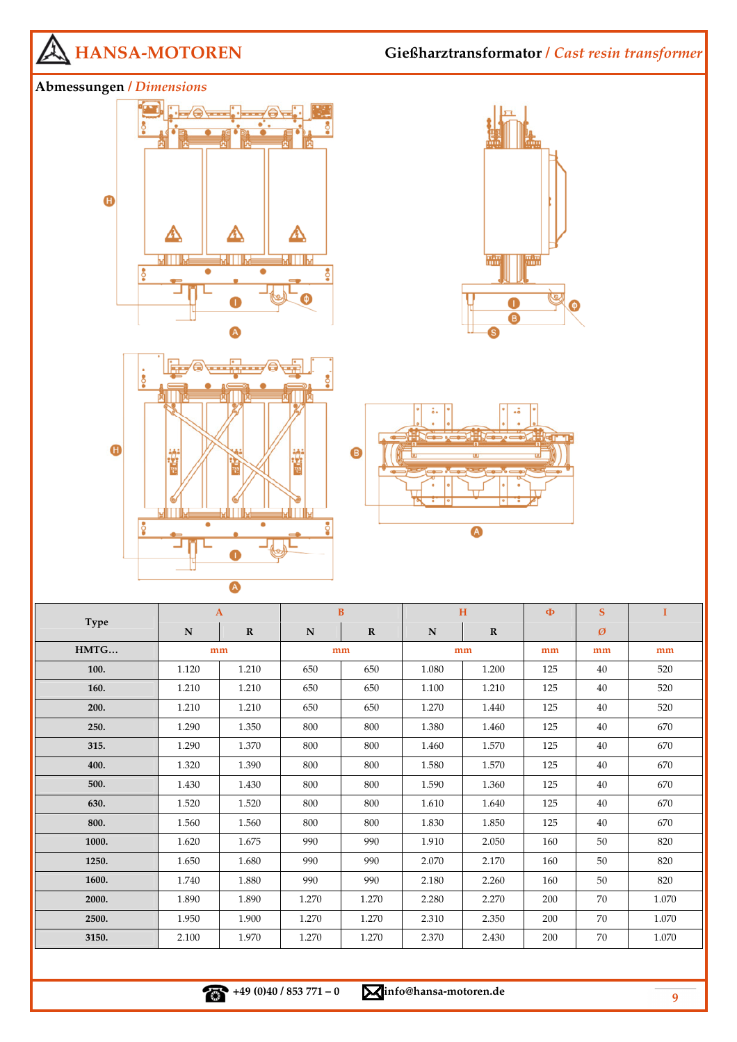## Abmessungen / *Dimensions*

| Type | A | | B | | H | | Φ | S | I |
|---|---|---|---|---|---|---|---|---|---|
| | N | R | N | R | N | R | | Ø | |
| HMTG… | mm | | mm | | mm | | mm | mm | mm |
| 100. | 1.120 | 1.210 | 650 | 650 | 1.080 | 1.200 | 125 | 40 | 520 |
| 160. | 1.210 | 1.210 | 650 | 650 | 1.100 | 1.210 | 125 | 40 | 520 |
| 200. | 1.210 | 1.210 | 650 | 650 | 1.270 | 1.440 | 125 | 40 | 520 |
| 250. | 1.290 | 1.350 | 800 | 800 | 1.380 | 1.460 | 125 | 40 | 670 |
| 315. | 1.290 | 1.370 | 800 | 800 | 1.460 | 1.570 | 125 | 40 | 670 |
| 400. | 1.320 | 1.390 | 800 | 800 | 1.580 | 1.570 | 125 | 40 | 670 |
| 500. | 1.430 | 1.430 | 800 | 800 | 1.590 | 1.360 | 125 | 40 | 670 |
| 630. | 1.520 | 1.520 | 800 | 800 | 1.610 | 1.640 | 125 | 40 | 670 |
| 800. | 1.560 | 1.560 | 800 | 800 | 1.830 | 1.850 | 125 | 40 | 670 |
| 1000. | 1.620 | 1.675 | 990 | 990 | 1.910 | 2.050 | 160 | 50 | 820 |
| 1250. | 1.650 | 1.680 | 990 | 990 | 2.070 | 2.170 | 160 | 50 | 820 |
| 1600. | 1.740 | 1.880 | 990 | 990 | 2.180 | 2.260 | 160 | 50 | 820 |
| 2000. | 1.890 | 1.890 | 1.270 | 1.270 | 2.280 | 2.270 | 200 | 70 | 1.070 |
| 2500. | 1.950 | 1.900 | 1.270 | 1.270 | 2.310 | 2.350 | 200 | 70 | 1.070 |
| 3150. | 2.100 | 1.970 | 1.270 | 1.270 | 2.370 | 2.430 | 200 | 70 | 1.070 |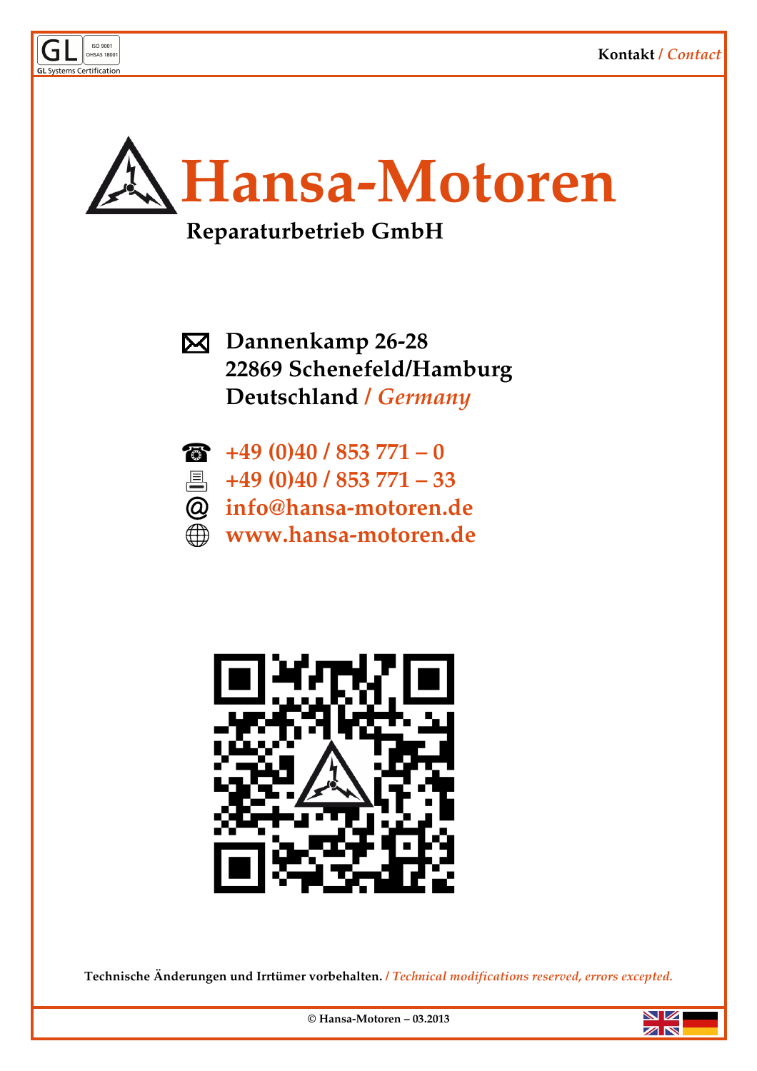# Hansa-Motoren

**Reparaturbetrieb GmbH**

**Dannenkamp 26-28**
**22869 Schenefeld/Hamburg**
**Deutschland** / *Germany*

**+49 (0)40 / 853 771 – 0**
**+49 (0)40 / 853 771 – 33**
**info@hansa-motoren.de**
**www.hansa-motoren.de**

**Technische Änderungen und Irrtümer vorbehalten.** / *Technical modifications reserved, errors excepted.*

**© Hansa-Motoren – 03.2013**